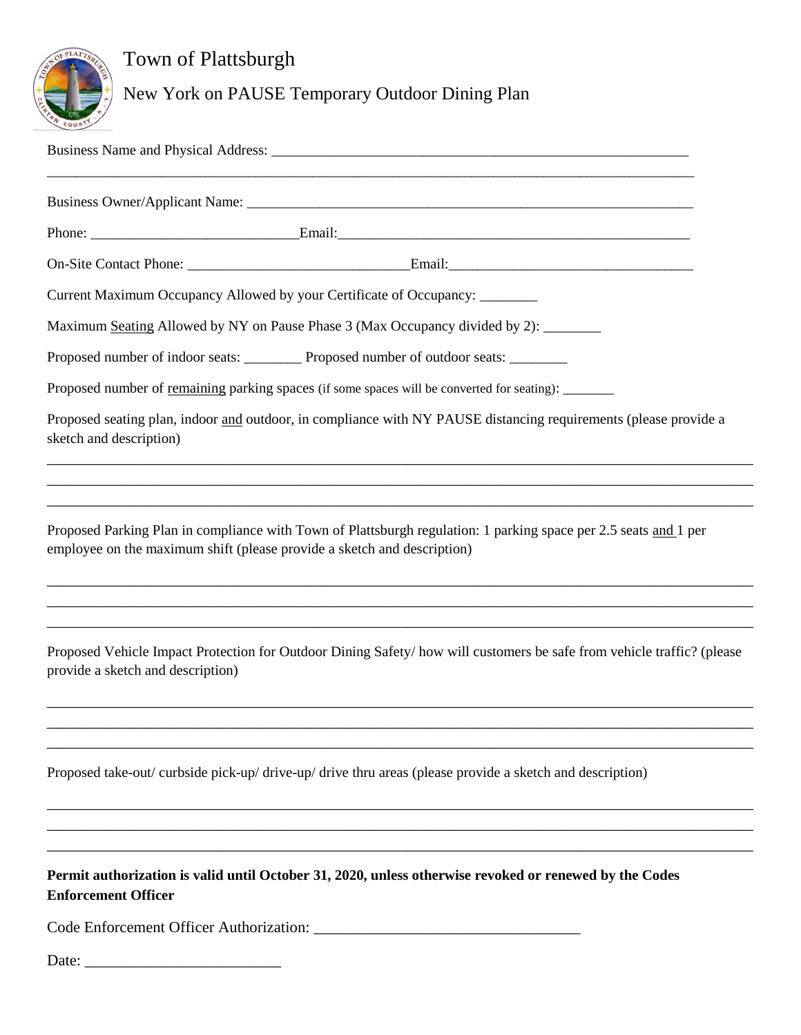# Town of Plattsburgh

## New York on PAUSE Temporary Outdoor Dining Plan

Business Name and Physical Address: ____________________________________________________________

_____________________________________________________________________________________________

Business Owner/Applicant Name: __________________________________________________________________

Phone: ____________________________Email:________________________________________________

On-Site Contact Phone: ______________________________Email:__________________________________

Current Maximum Occupancy Allowed by your Certificate of Occupancy: ________

Maximum Seating Allowed by NY on Pause Phase 3 (Max Occupancy divided by 2): ________

Proposed number of indoor seats: ________ Proposed number of outdoor seats: ________

Proposed number of remaining parking spaces (if some spaces will be converted for seating): _______

Proposed seating plan, indoor and outdoor, in compliance with NY PAUSE distancing requirements (please provide a sketch and description)

_____________________________________________________________________________________________

_____________________________________________________________________________________________

_____________________________________________________________________________________________

Proposed Parking Plan in compliance with Town of Plattsburgh regulation: 1 parking space per 2.5 seats and 1 per employee on the maximum shift (please provide a sketch and description)

_____________________________________________________________________________________________

_____________________________________________________________________________________________

_____________________________________________________________________________________________

Proposed Vehicle Impact Protection for Outdoor Dining Safety/ how will customers be safe from vehicle traffic? (please provide a sketch and description)

_____________________________________________________________________________________________

_____________________________________________________________________________________________

_____________________________________________________________________________________________

Proposed take-out/ curbside pick-up/ drive-up/ drive thru areas (please provide a sketch and description)

_____________________________________________________________________________________________

_____________________________________________________________________________________________

_____________________________________________________________________________________________

**Permit authorization is valid until October 31, 2020, unless otherwise revoked or renewed by the Codes Enforcement Officer**

Code Enforcement Officer Authorization: __________________________________

Date: _________________________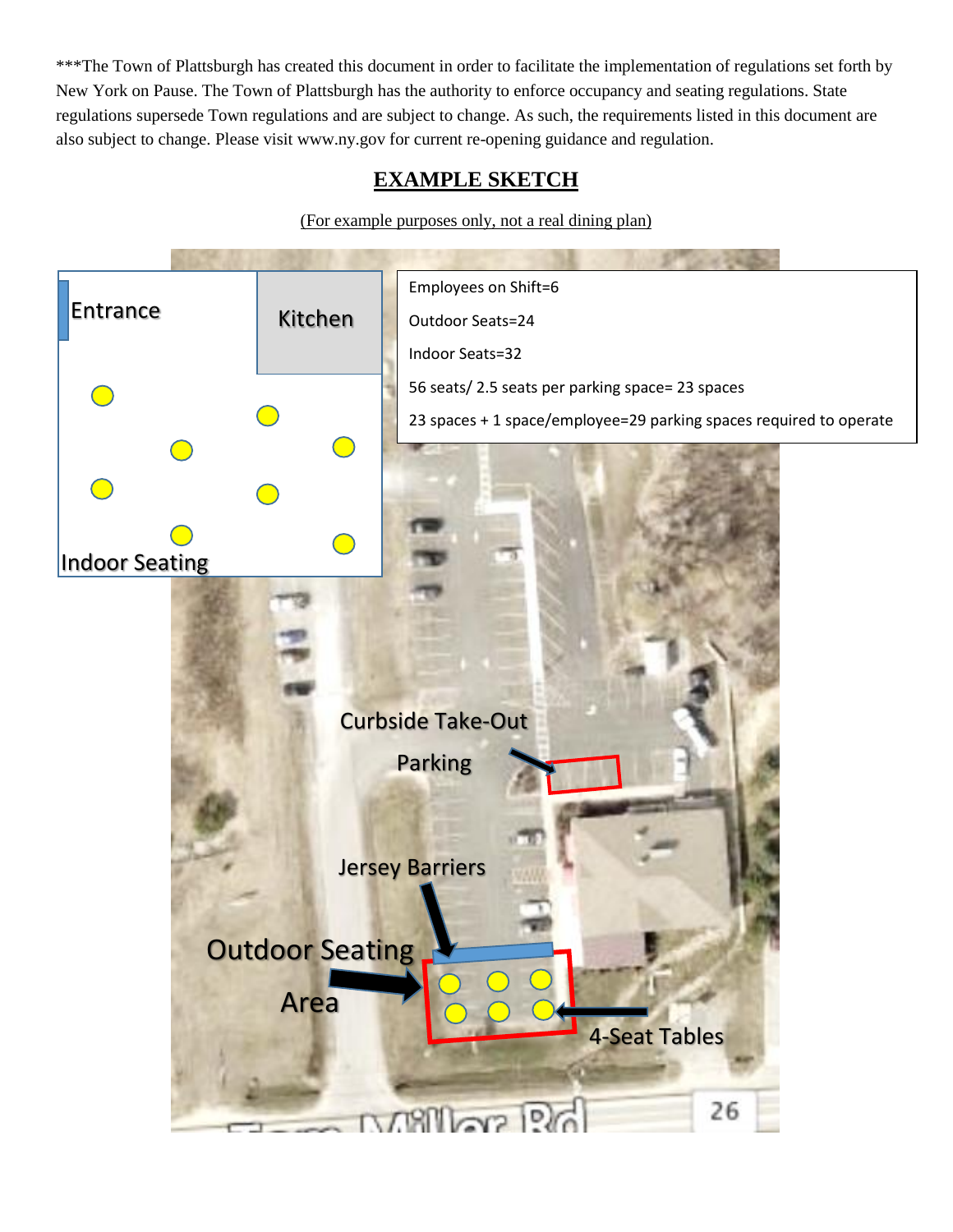***The Town of Plattsburgh has created this document in order to facilitate the implementation of regulations set forth by New York on Pause. The Town of Plattsburgh has the authority to enforce occupancy and seating regulations. State regulations supersede Town regulations and are subject to change. As such, the requirements listed in this document are also subject to change. Please visit www.ny.gov for current re-opening guidance and regulation.

## EXAMPLE SKETCH

(For example purposes only, not a real dining plan)

Entrance

Kitchen

Indoor Seating

Employees on Shift=6

Outdoor Seats=24

Indoor Seats=32

56 seats/ 2.5 seats per parking space= 23 spaces

23 spaces + 1 space/employee=29 parking spaces required to operate

Curbside Take-Out Parking

Jersey Barriers

Outdoor Seating Area

4-Seat Tables

Tom Miller Rd

26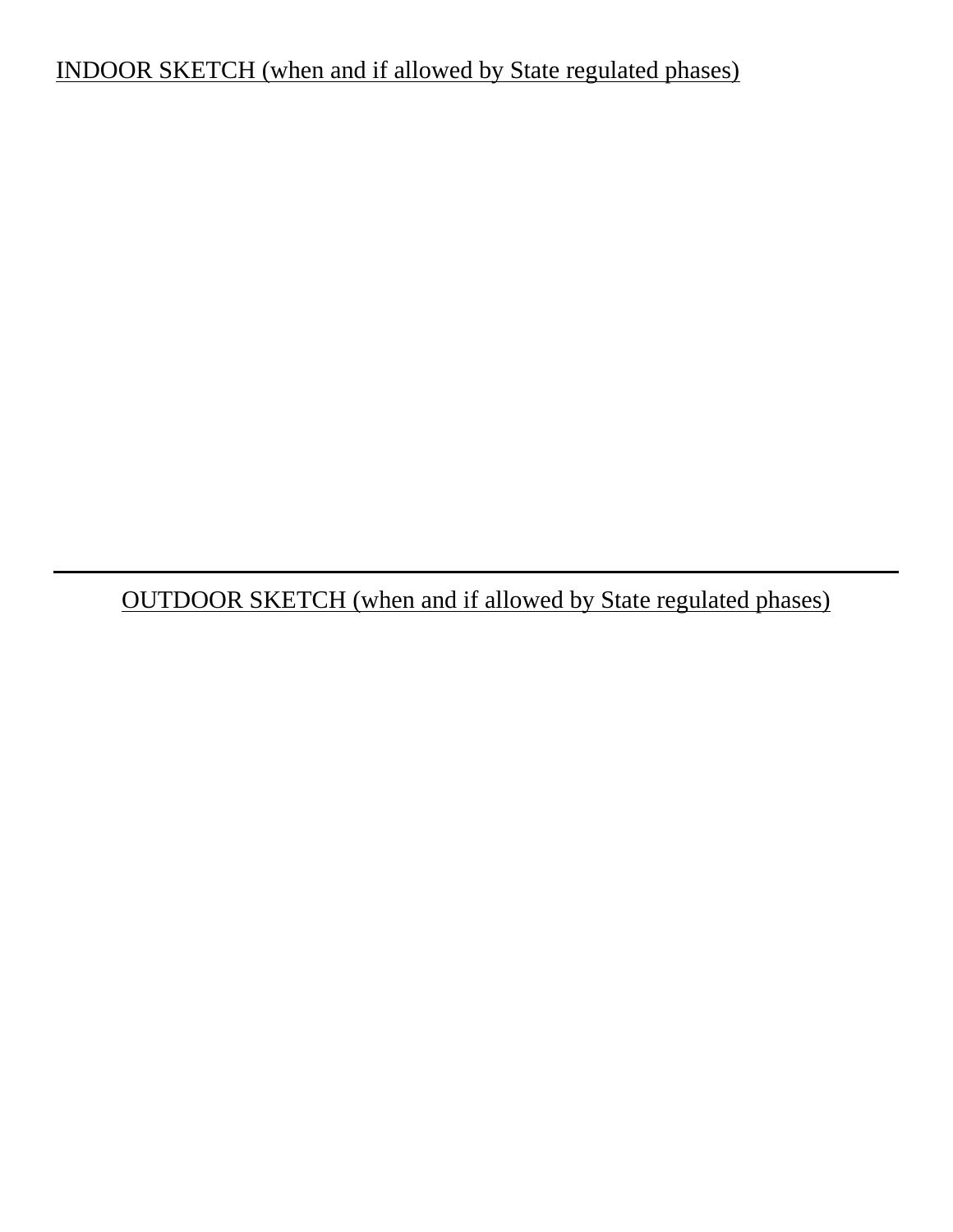INDOOR SKETCH (when and if allowed by State regulated phases)

---

OUTDOOR SKETCH (when and if allowed by State regulated phases)